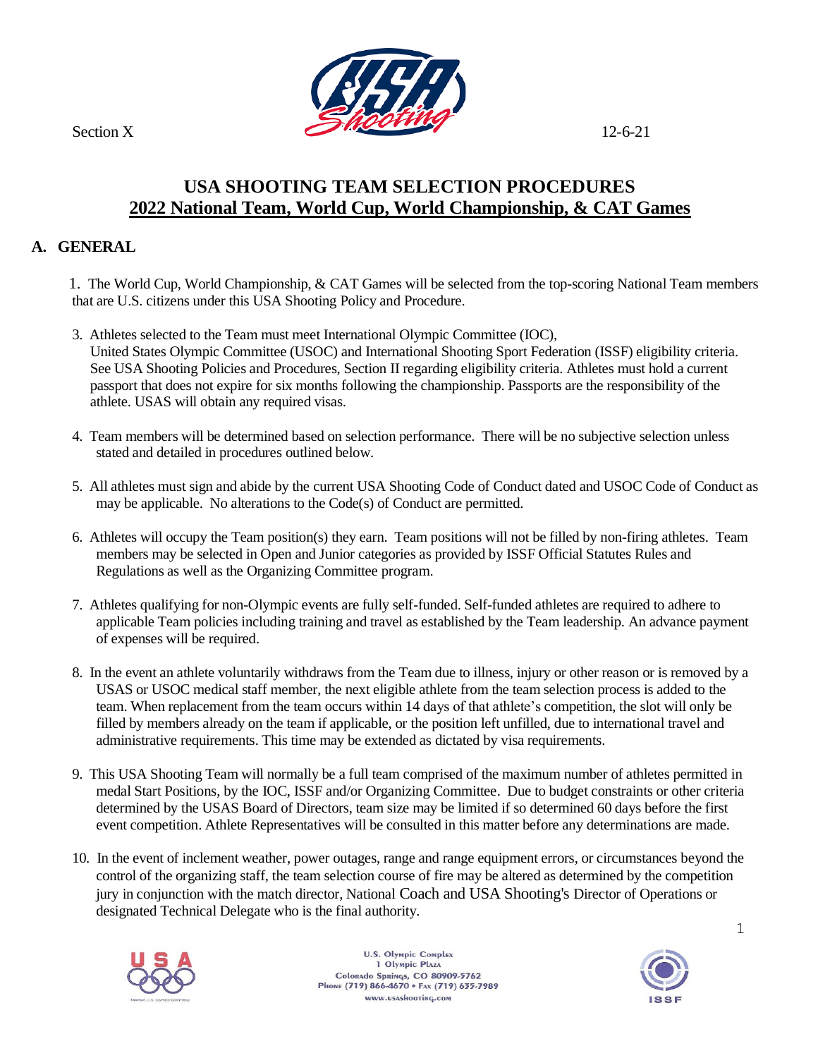Section X 12-6-21

# USA SHOOTING TEAM SELECTION PROCEDURES
## 2022 National Team, World Cup, World Championship, & CAT Games

## A. GENERAL

1. The World Cup, World Championship, & CAT Games will be selected from the top-scoring National Team members that are U.S. citizens under this USA Shooting Policy and Procedure.

3. Athletes selected to the Team must meet International Olympic Committee (IOC), United States Olympic Committee (USOC) and International Shooting Sport Federation (ISSF) eligibility criteria. See USA Shooting Policies and Procedures, Section II regarding eligibility criteria. Athletes must hold a current passport that does not expire for six months following the championship. Passports are the responsibility of the athlete. USAS will obtain any required visas.

4. Team members will be determined based on selection performance. There will be no subjective selection unless stated and detailed in procedures outlined below.

5. All athletes must sign and abide by the current USA Shooting Code of Conduct dated and USOC Code of Conduct as may be applicable. No alterations to the Code(s) of Conduct are permitted.

6. Athletes will occupy the Team position(s) they earn. Team positions will not be filled by non-firing athletes. Team members may be selected in Open and Junior categories as provided by ISSF Official Statutes Rules and Regulations as well as the Organizing Committee program.

7. Athletes qualifying for non-Olympic events are fully self-funded. Self-funded athletes are required to adhere to applicable Team policies including training and travel as established by the Team leadership. An advance payment of expenses will be required.

8. In the event an athlete voluntarily withdraws from the Team due to illness, injury or other reason or is removed by a USAS or USOC medical staff member, the next eligible athlete from the team selection process is added to the team. When replacement from the team occurs within 14 days of that athlete's competition, the slot will only be filled by members already on the team if applicable, or the position left unfilled, due to international travel and administrative requirements. This time may be extended as dictated by visa requirements.

9. This USA Shooting Team will normally be a full team comprised of the maximum number of athletes permitted in medal Start Positions, by the IOC, ISSF and/or Organizing Committee. Due to budget constraints or other criteria determined by the USAS Board of Directors, team size may be limited if so determined 60 days before the first event competition. Athlete Representatives will be consulted in this matter before any determinations are made.

10. In the event of inclement weather, power outages, range and range equipment errors, or circumstances beyond the control of the organizing staff, the team selection course of fire may be altered as determined by the competition jury in conjunction with the match director, National Coach and USA Shooting's Director of Operations or designated Technical Delegate who is the final authority.

U.S. Olympic Complex
1 Olympic Plaza
Colorado Springs, CO 80909-5762
Phone (719) 866-4670 • Fax (719) 635-7989
www.usashooting.com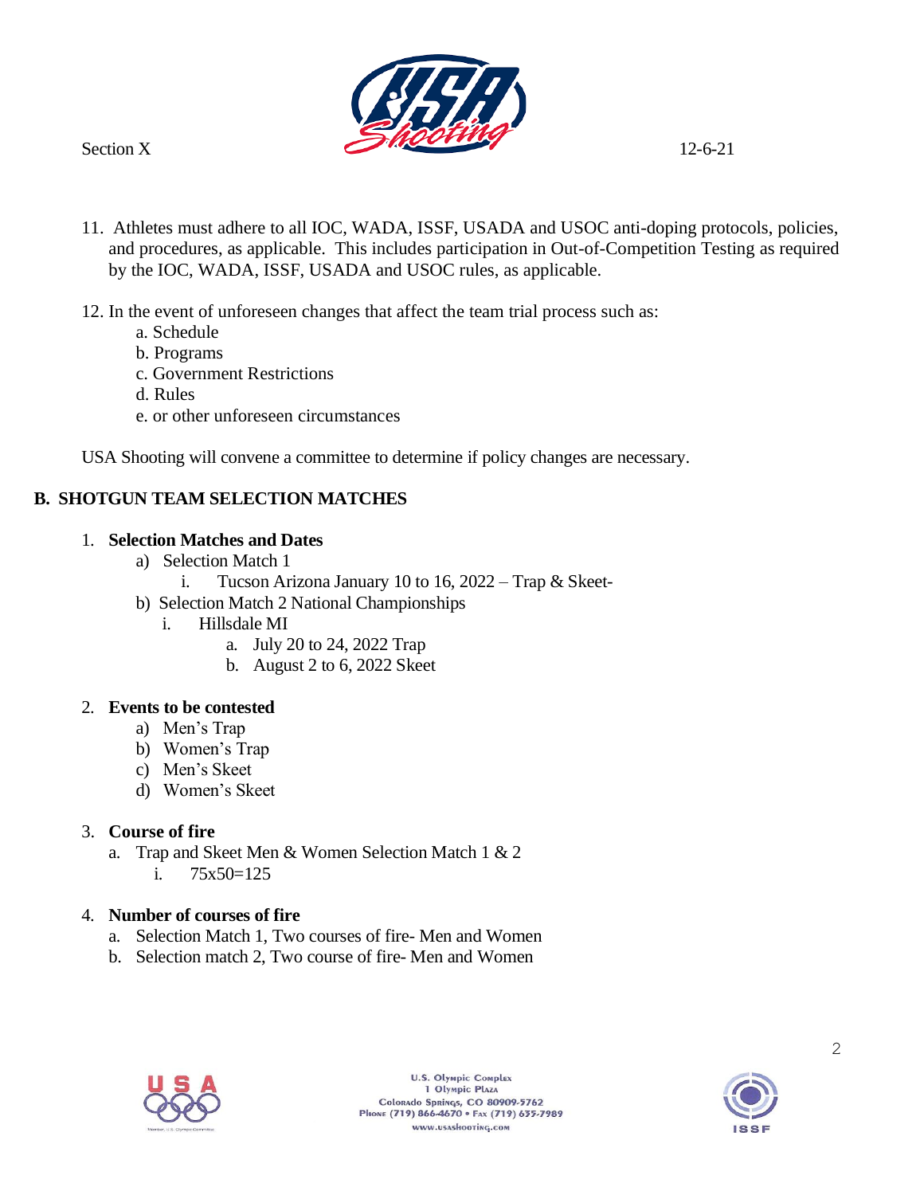11. Athletes must adhere to all IOC, WADA, ISSF, USADA and USOC anti-doping protocols, policies, and procedures, as applicable. This includes participation in Out-of-Competition Testing as required by the IOC, WADA, ISSF, USADA and USOC rules, as applicable.

12. In the event of unforeseen changes that affect the team trial process such as:
    a. Schedule
    b. Programs
    c. Government Restrictions
    d. Rules
    e. or other unforeseen circumstances

USA Shooting will convene a committee to determine if policy changes are necessary.

## B. SHOTGUN TEAM SELECTION MATCHES

1. **Selection Matches and Dates**
    a) Selection Match 1
        i. Tucson Arizona January 10 to 16, 2022 – Trap & Skeet-
    b) Selection Match 2 National Championships
        i. Hillsdale MI
            a. July 20 to 24, 2022 Trap
            b. August 2 to 6, 2022 Skeet

2. **Events to be contested**
    a) Men's Trap
    b) Women's Trap
    c) Men's Skeet
    d) Women's Skeet

3. **Course of fire**
    a. Trap and Skeet Men & Women Selection Match 1 & 2
        i. 75x50=125

4. **Number of courses of fire**
    a. Selection Match 1, Two courses of fire- Men and Women
    b. Selection match 2, Two course of fire- Men and Women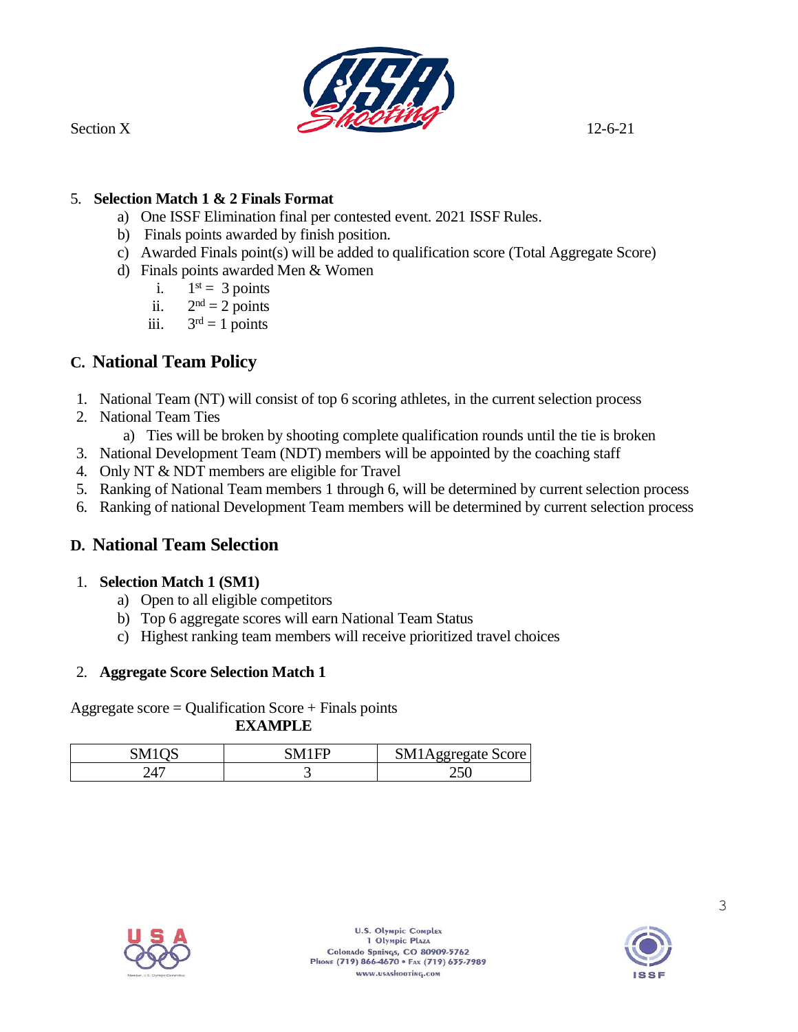5. **Selection Match 1 & 2 Finals Format**
   a) One ISSF Elimination final per contested event. 2021 ISSF Rules.
   b) Finals points awarded by finish position.
   c) Awarded Finals point(s) will be added to qualification score (Total Aggregate Score)
   d) Finals points awarded Men & Women
      i. 1st = 3 points
      ii. 2nd = 2 points
      iii. 3rd = 1 points

## C. National Team Policy

1. National Team (NT) will consist of top 6 scoring athletes, in the current selection process
2. National Team Ties
   a) Ties will be broken by shooting complete qualification rounds until the tie is broken
3. National Development Team (NDT) members will be appointed by the coaching staff
4. Only NT & NDT members are eligible for Travel
5. Ranking of National Team members 1 through 6, will be determined by current selection process
6. Ranking of national Development Team members will be determined by current selection process

## D. National Team Selection

1. **Selection Match 1 (SM1)**
   a) Open to all eligible competitors
   b) Top 6 aggregate scores will earn National Team Status
   c) Highest ranking team members will receive prioritized travel choices

2. **Aggregate Score Selection Match 1**

Aggregate score = Qualification Score + Finals points

**EXAMPLE**

| SM1QS | SM1FP | SM1Aggregate Score |
|---|---|---|
| 247 | 3 | 250 |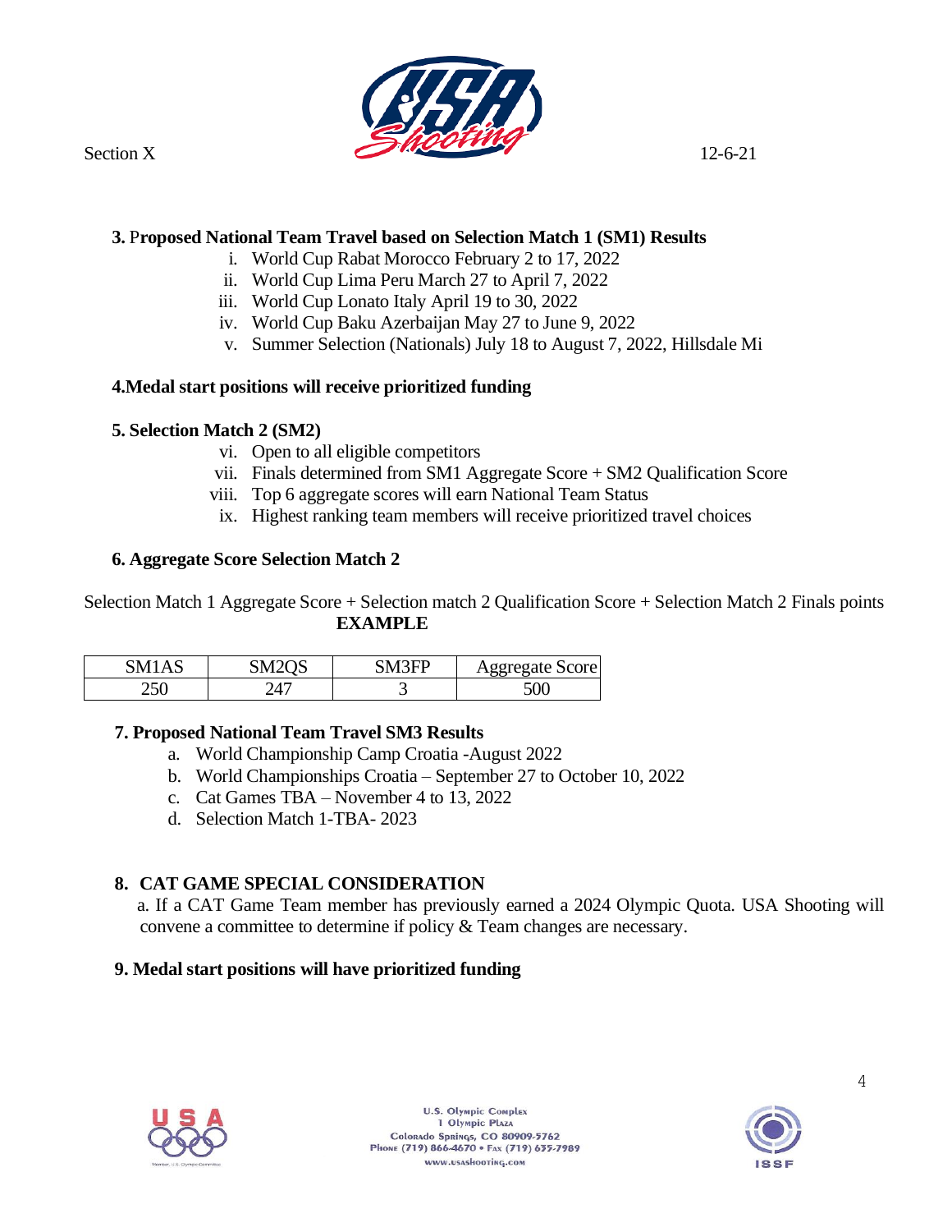### 3. Proposed National Team Travel based on Selection Match 1 (SM1) Results

i. World Cup Rabat Morocco February 2 to 17, 2022
ii. World Cup Lima Peru March 27 to April 7, 2022
iii. World Cup Lonato Italy April 19 to 30, 2022
iv. World Cup Baku Azerbaijan May 27 to June 9, 2022
v. Summer Selection (Nationals) July 18 to August 7, 2022, Hillsdale Mi

### 4.Medal start positions will receive prioritized funding

### 5. Selection Match 2 (SM2)

vi. Open to all eligible competitors
vii. Finals determined from SM1 Aggregate Score + SM2 Qualification Score
viii. Top 6 aggregate scores will earn National Team Status
ix. Highest ranking team members will receive prioritized travel choices

### 6. Aggregate Score Selection Match 2

Selection Match 1 Aggregate Score + Selection match 2 Qualification Score + Selection Match 2 Finals points

**EXAMPLE**

| SM1AS | SM2QS | SM3FP | Aggregate Score |
|---|---|---|---|
| 250 | 247 | 3 | 500 |

### 7. Proposed National Team Travel SM3 Results

a. World Championship Camp Croatia -August 2022
b. World Championships Croatia – September 27 to October 10, 2022
c. Cat Games TBA – November 4 to 13, 2022
d. Selection Match 1-TBA- 2023

### 8. CAT GAME SPECIAL CONSIDERATION

a. If a CAT Game Team member has previously earned a 2024 Olympic Quota. USA Shooting will convene a committee to determine if policy & Team changes are necessary.

### 9. Medal start positions will have prioritized funding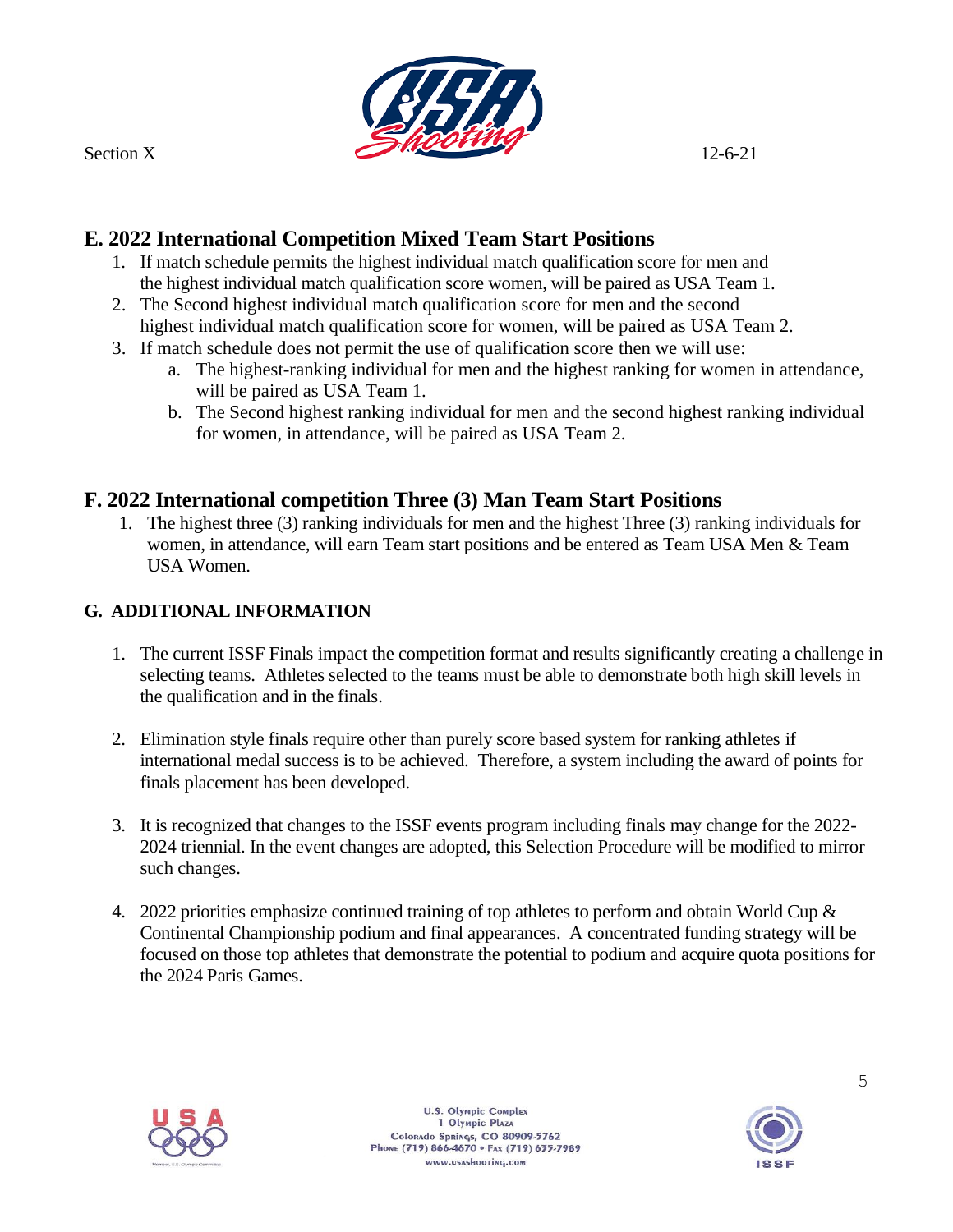## E. 2022 International Competition Mixed Team Start Positions

1. If match schedule permits the highest individual match qualification score for men and the highest individual match qualification score women, will be paired as USA Team 1.
2. The Second highest individual match qualification score for men and the second highest individual match qualification score for women, will be paired as USA Team 2.
3. If match schedule does not permit the use of qualification score then we will use:
   a. The highest-ranking individual for men and the highest ranking for women in attendance, will be paired as USA Team 1.
   b. The Second highest ranking individual for men and the second highest ranking individual for women, in attendance, will be paired as USA Team 2.

## F. 2022 International competition Three (3) Man Team Start Positions

1. The highest three (3) ranking individuals for men and the highest Three (3) ranking individuals for women, in attendance, will earn Team start positions and be entered as Team USA Men & Team USA Women.

### G. ADDITIONAL INFORMATION

1. The current ISSF Finals impact the competition format and results significantly creating a challenge in selecting teams. Athletes selected to the teams must be able to demonstrate both high skill levels in the qualification and in the finals.

2. Elimination style finals require other than purely score based system for ranking athletes if international medal success is to be achieved. Therefore, a system including the award of points for finals placement has been developed.

3. It is recognized that changes to the ISSF events program including finals may change for the 2022-2024 triennial. In the event changes are adopted, this Selection Procedure will be modified to mirror such changes.

4. 2022 priorities emphasize continued training of top athletes to perform and obtain World Cup & Continental Championship podium and final appearances. A concentrated funding strategy will be focused on those top athletes that demonstrate the potential to podium and acquire quota positions for the 2024 Paris Games.